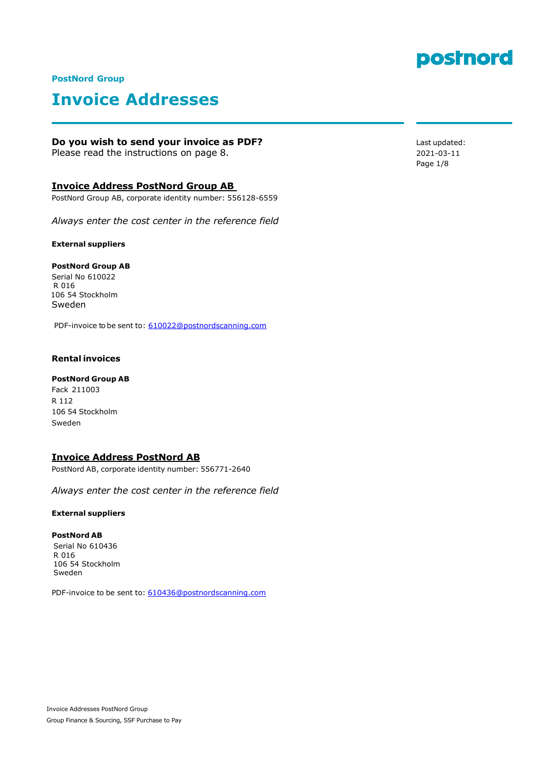PostNord Group

# Invoice Addresses

Last updated: 2021-03-11

**Do you wish to send your invoice as PDF?**
Please read the instructions on page 8.

## Invoice Address PostNord Group AB

PostNord Group AB, corporate identity number: 556128-6559

*Always enter the cost center in the reference field*

#### External suppliers

**PostNord Group AB**
Serial No 610022
R 016
106 54 Stockholm
Sweden

PDF-invoice to be sent to: 610022@postnordscanning.com

### Rental invoices

**PostNord Group AB**
Fack 211003
R 112
106 54 Stockholm
Sweden

## Invoice Address PostNord AB

PostNord AB, corporate identity number: 556771-2640

*Always enter the cost center in the reference field*

#### External suppliers

**PostNord AB**
Serial No 610436
R 016
106 54 Stockholm
Sweden

PDF-invoice to be sent to: 610436@postnordscanning.com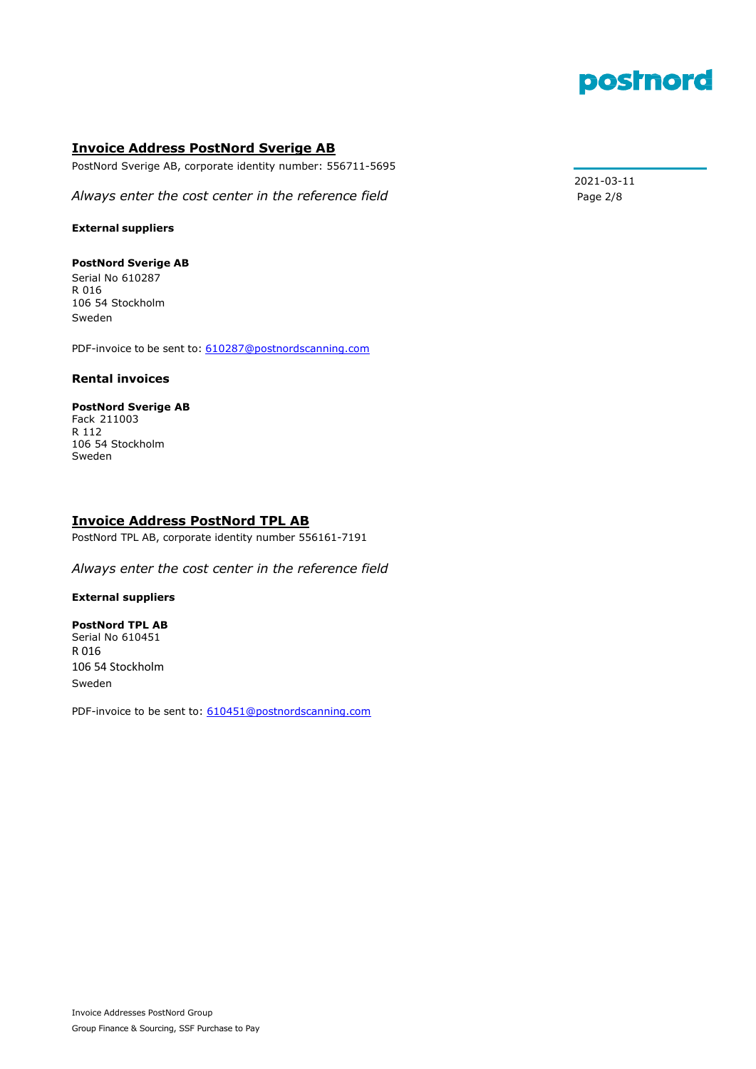## Invoice Address PostNord Sverige AB

PostNord Sverige AB, corporate identity number: 556711-5695

2021-03-11

*Always enter the cost center in the reference field*

**External suppliers**

**PostNord Sverige AB**
Serial No 610287
R 016
106 54 Stockholm
Sweden

PDF-invoice to be sent to: 610287@postnordscanning.com

### Rental invoices

**PostNord Sverige AB**
Fack 211003
R 112
106 54 Stockholm
Sweden

## Invoice Address PostNord TPL AB

PostNord TPL AB, corporate identity number 556161-7191

*Always enter the cost center in the reference field*

**External suppliers**

**PostNord TPL AB**
Serial No 610451
R 016
106 54 Stockholm
Sweden

PDF-invoice to be sent to: 610451@postnordscanning.com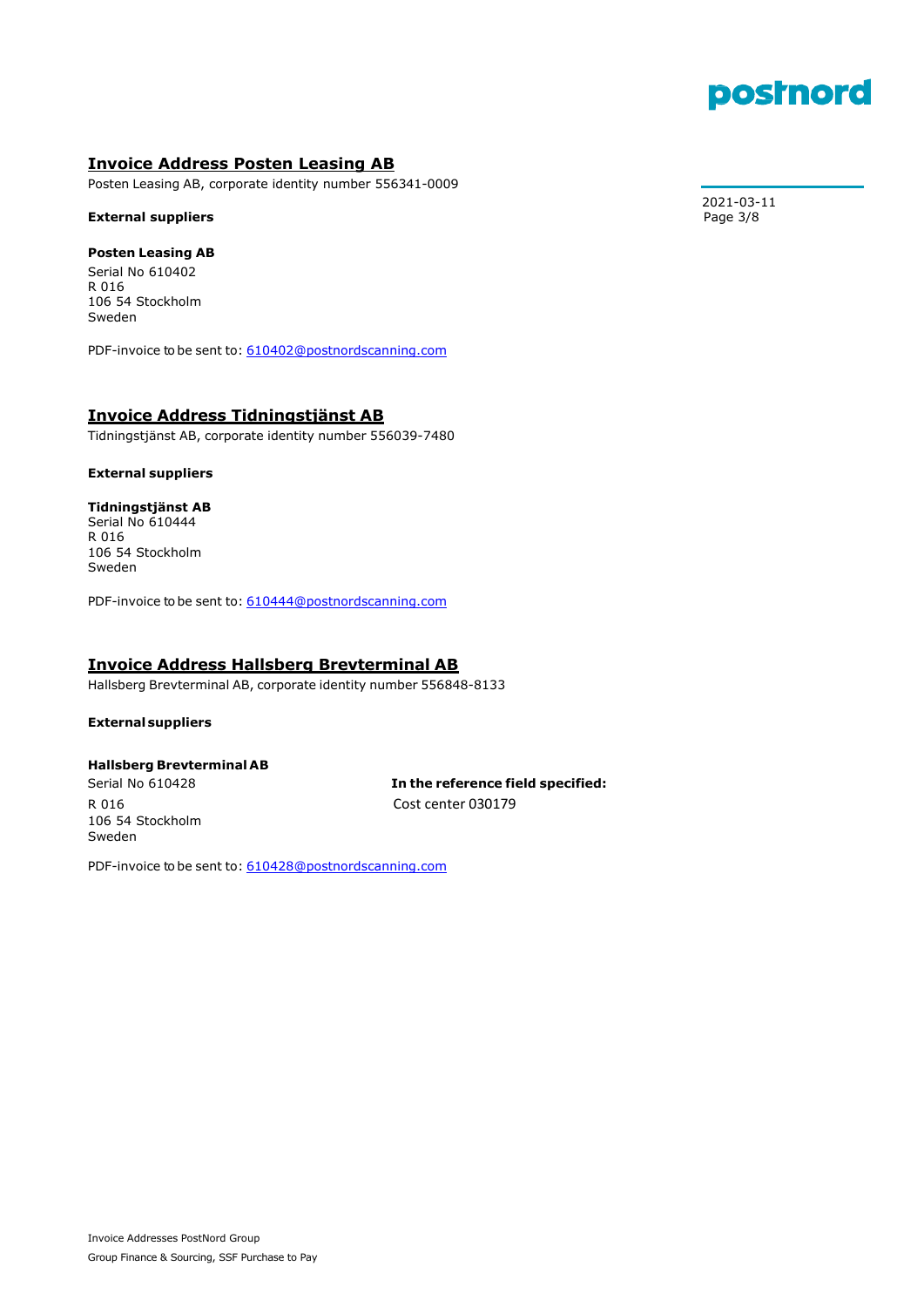## Invoice Address Posten Leasing AB

Posten Leasing AB, corporate identity number 556341-0009

**External suppliers**

**Posten Leasing AB**
Serial No 610402
R 016
106 54 Stockholm
Sweden

PDF-invoice to be sent to: 610402@postnordscanning.com

## Invoice Address Tidningstjänst AB

Tidningstjänst AB, corporate identity number 556039-7480

**External suppliers**

**Tidningstjänst AB**
Serial No 610444
R 016
106 54 Stockholm
Sweden

PDF-invoice to be sent to: 610444@postnordscanning.com

## Invoice Address Hallsberg Brevterminal AB

Hallsberg Brevterminal AB, corporate identity number 556848-8133

**External suppliers**

**Hallsberg Brevterminal AB**
Serial No 610428
R 016
106 54 Stockholm
Sweden

**In the reference field specified:**
Cost center 030179

PDF-invoice to be sent to: 610428@postnordscanning.com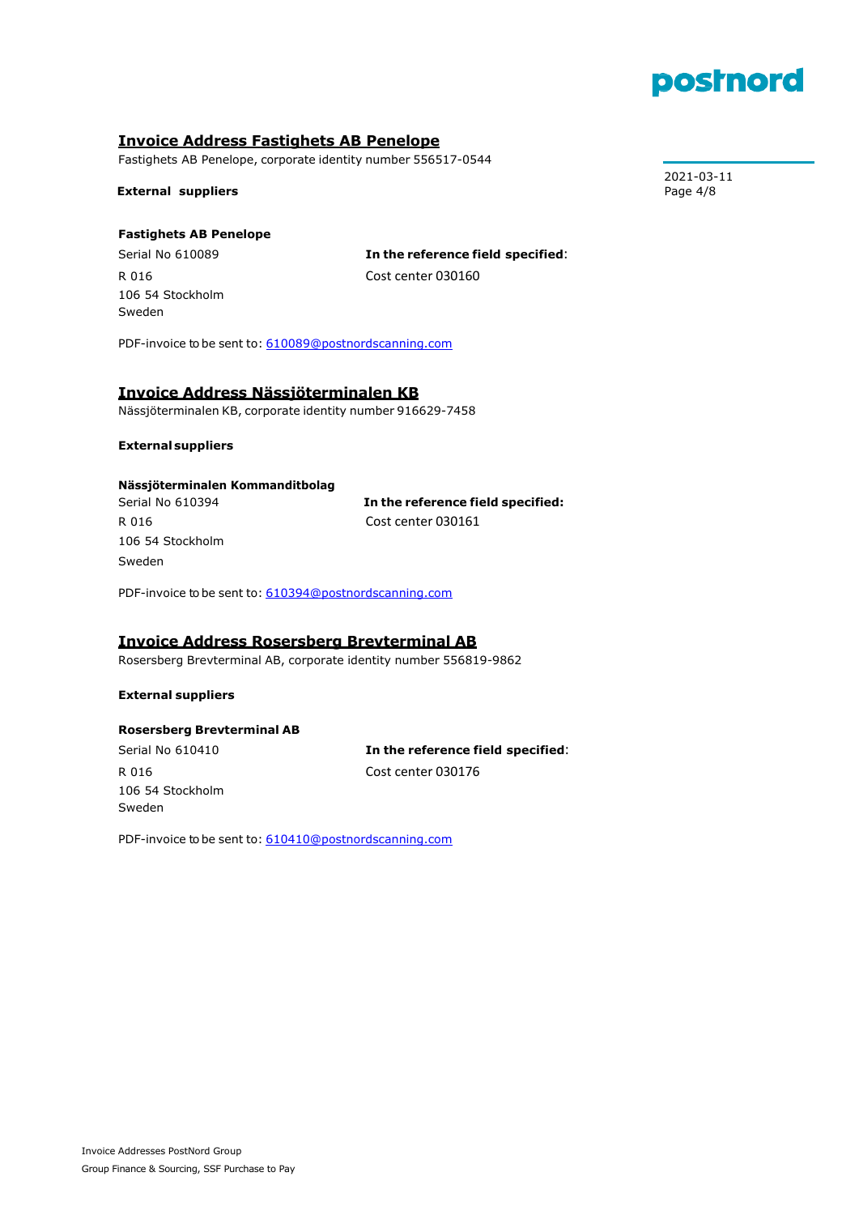## Invoice Address Fastighets AB Penelope

Fastighets AB Penelope, corporate identity number 556517-0544

**External suppliers**

**Fastighets AB Penelope**
Serial No 610089
R 016
106 54 Stockholm
Sweden

**In the reference field specified**:
Cost center 030160

PDF-invoice to be sent to: 610089@postnordscanning.com

## Invoice Address Nässjöterminalen KB

Nässjöterminalen KB, corporate identity number 916629-7458

**External suppliers**

**Nässjöterminalen Kommanditbolag**
Serial No 610394
R 016
106 54 Stockholm
Sweden

**In the reference field specified:**
Cost center 030161

PDF-invoice to be sent to: 610394@postnordscanning.com

## Invoice Address Rosersberg Brevterminal AB

Rosersberg Brevterminal AB, corporate identity number 556819-9862

**External suppliers**

**Rosersberg Brevterminal AB**
Serial No 610410
R 016
106 54 Stockholm
Sweden

**In the reference field specified**:
Cost center 030176

PDF-invoice to be sent to: 610410@postnordscanning.com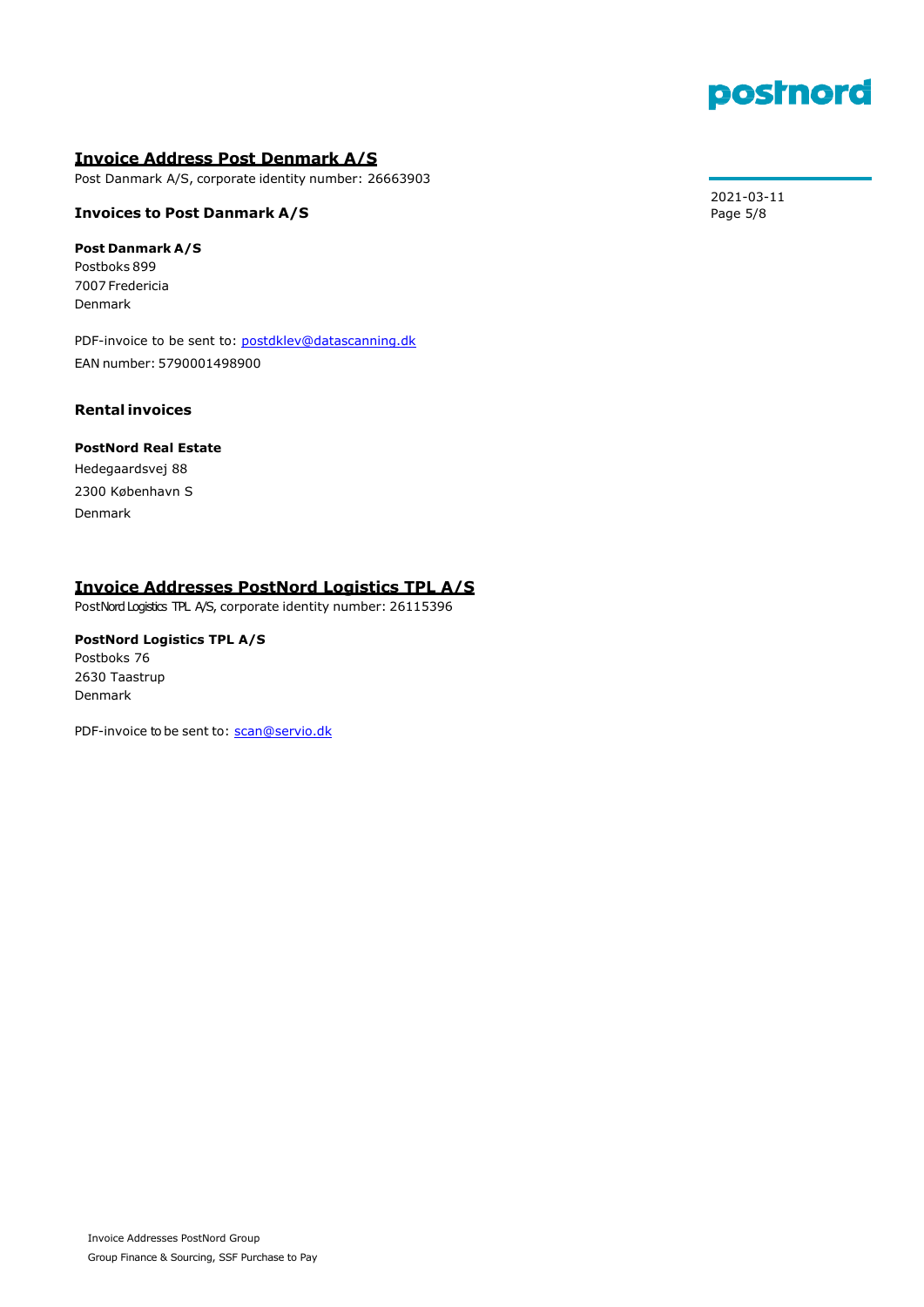## Invoice Address Post Denmark A/S

Post Danmark A/S, corporate identity number: 26663903

### Invoices to Post Danmark A/S

**Post Danmark A/S**
Postboks 899
7007 Fredericia
Denmark

PDF-invoice to be sent to: postdklev@datascanning.dk
EAN number: 5790001498900

### Rental invoices

**PostNord Real Estate**
Hedegaardsvej 88
2300 København S
Denmark

## Invoice Addresses PostNord Logistics TPL A/S

PostNord Logistics TPL A/S, corporate identity number: 26115396

**PostNord Logistics TPL A/S**
Postboks 76
2630 Taastrup
Denmark

PDF-invoice to be sent to: scan@servio.dk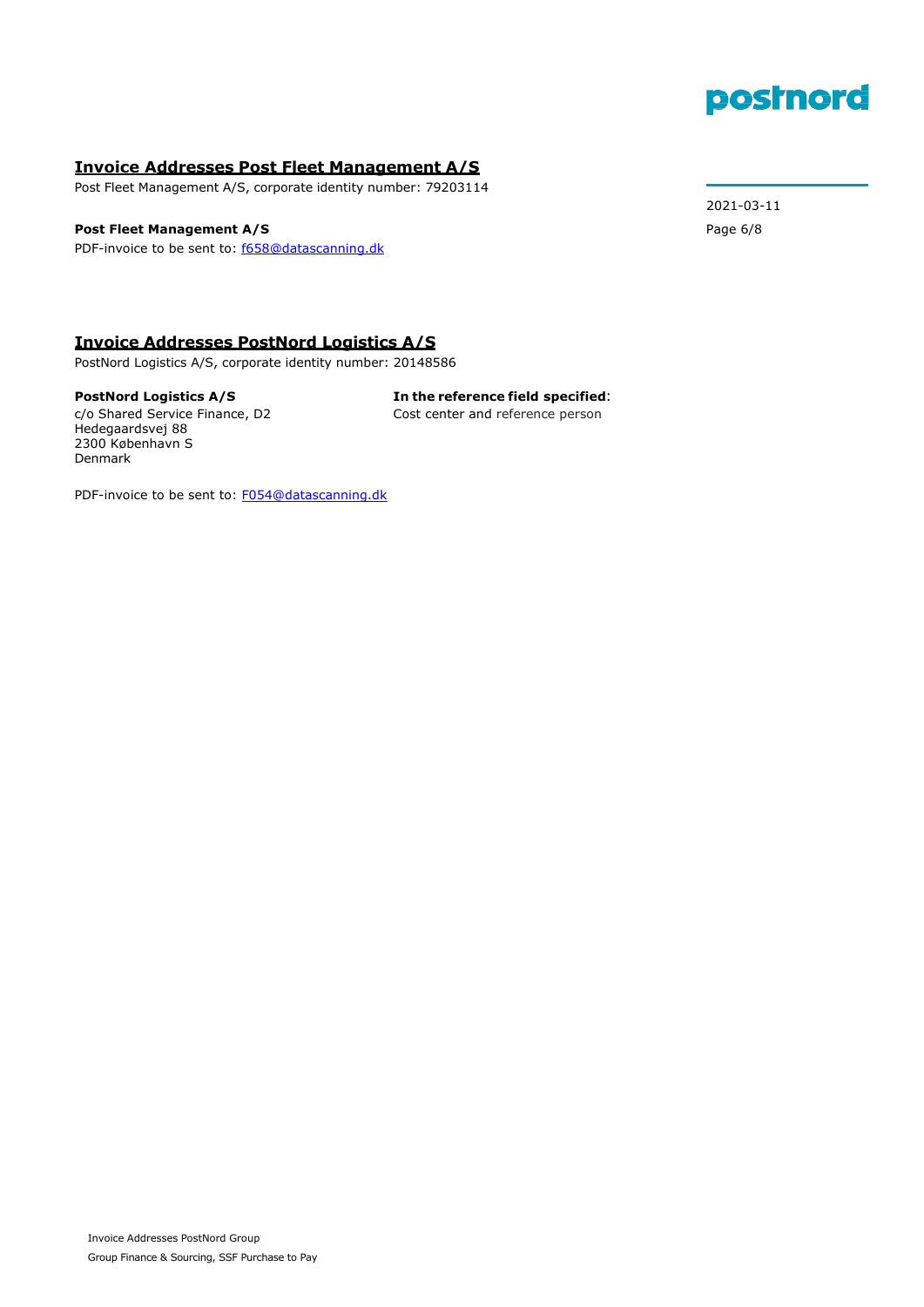## Invoice Addresses Post Fleet Management A/S

Post Fleet Management A/S, corporate identity number: 79203114

**Post Fleet Management A/S**
PDF-invoice to be sent to: f658@datascanning.dk

## Invoice Addresses PostNord Logistics A/S

PostNord Logistics A/S, corporate identity number: 20148586

**PostNord Logistics A/S**
c/o Shared Service Finance, D2
Hedegaardsvej 88
2300 København S
Denmark

**In the reference field specified**:
Cost center and reference person

PDF-invoice to be sent to: F054@datascanning.dk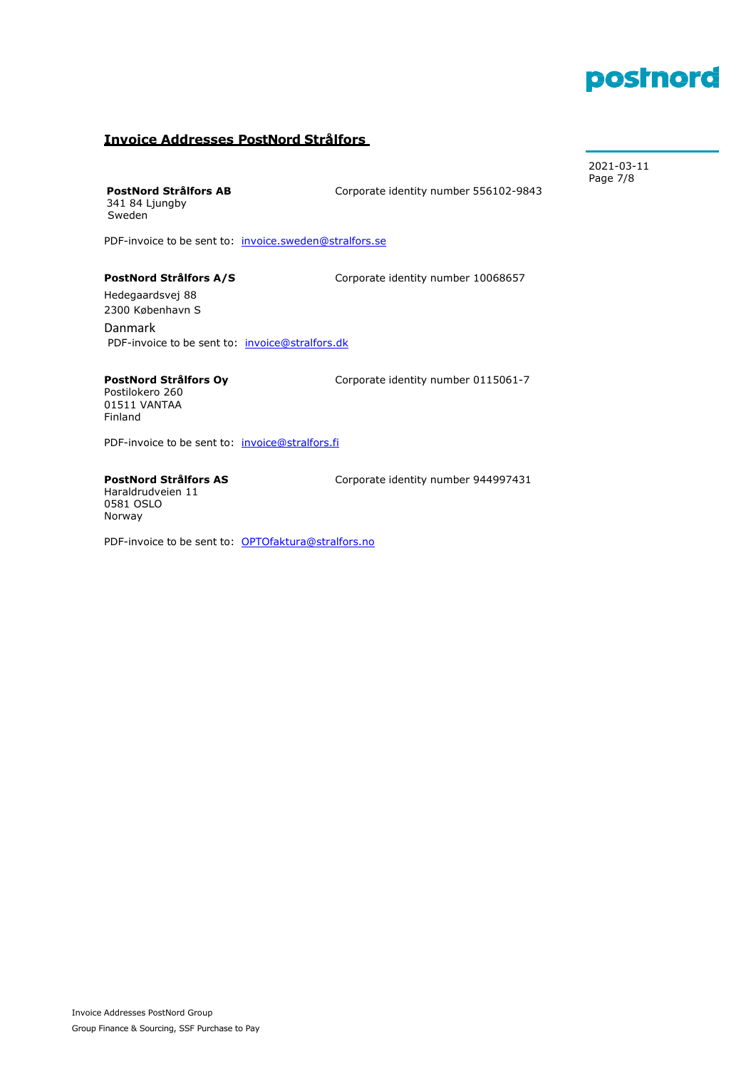# Invoice Addresses PostNord Strålfors

2021-03-11

**PostNord Strålfors AB**
341 84 Ljungby
Sweden

Corporate identity number 556102-9843

PDF-invoice to be sent to: invoice.sweden@stralfors.se

**PostNord Strålfors A/S**
Hedegaardsvej 88
2300 København S
Danmark

Corporate identity number 10068657

PDF-invoice to be sent to: invoice@stralfors.dk

**PostNord Strålfors Oy**
Postilokero 260
01511 VANTAA
Finland

Corporate identity number 0115061-7

PDF-invoice to be sent to: invoice@stralfors.fi

**PostNord Strålfors AS**
Haraldrudveien 11
0581 OSLO
Norway

Corporate identity number 944997431

PDF-invoice to be sent to: OPTOfaktura@stralfors.no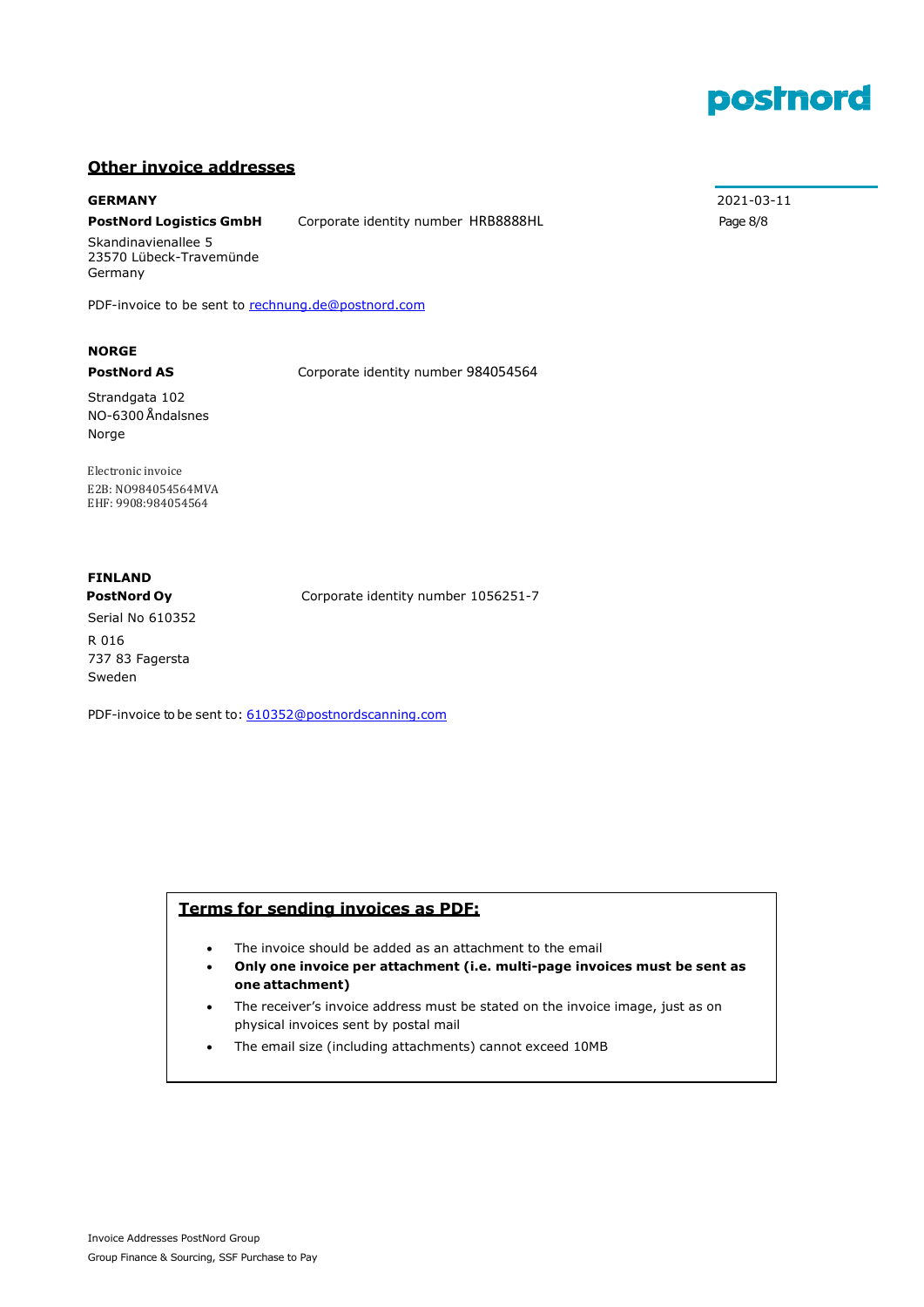## Other invoice addresses

**GERMANY**

**PostNord Logistics GmbH** Corporate identity number HRB8888HL

Skandinavienallee 5
23570 Lübeck-Travemünde
Germany

PDF-invoice to be sent to rechnung.de@postnord.com

**NORGE**

**PostNord AS** Corporate identity number 984054564

Strandgata 102
NO-6300 Åndalsnes
Norge

Electronic invoice
E2B: NO984054564MVA
EHF: 9908:984054564

**FINLAND**

**PostNord Oy** Corporate identity number 1056251-7

Serial No 610352

R 016
737 83 Fagersta
Sweden

PDF-invoice to be sent to: 610352@postnordscanning.com

### Terms for sending invoices as PDF:

- The invoice should be added as an attachment to the email
- **Only one invoice per attachment (i.e. multi-page invoices must be sent as one attachment)**
- The receiver's invoice address must be stated on the invoice image, just as on physical invoices sent by postal mail
- The email size (including attachments) cannot exceed 10MB